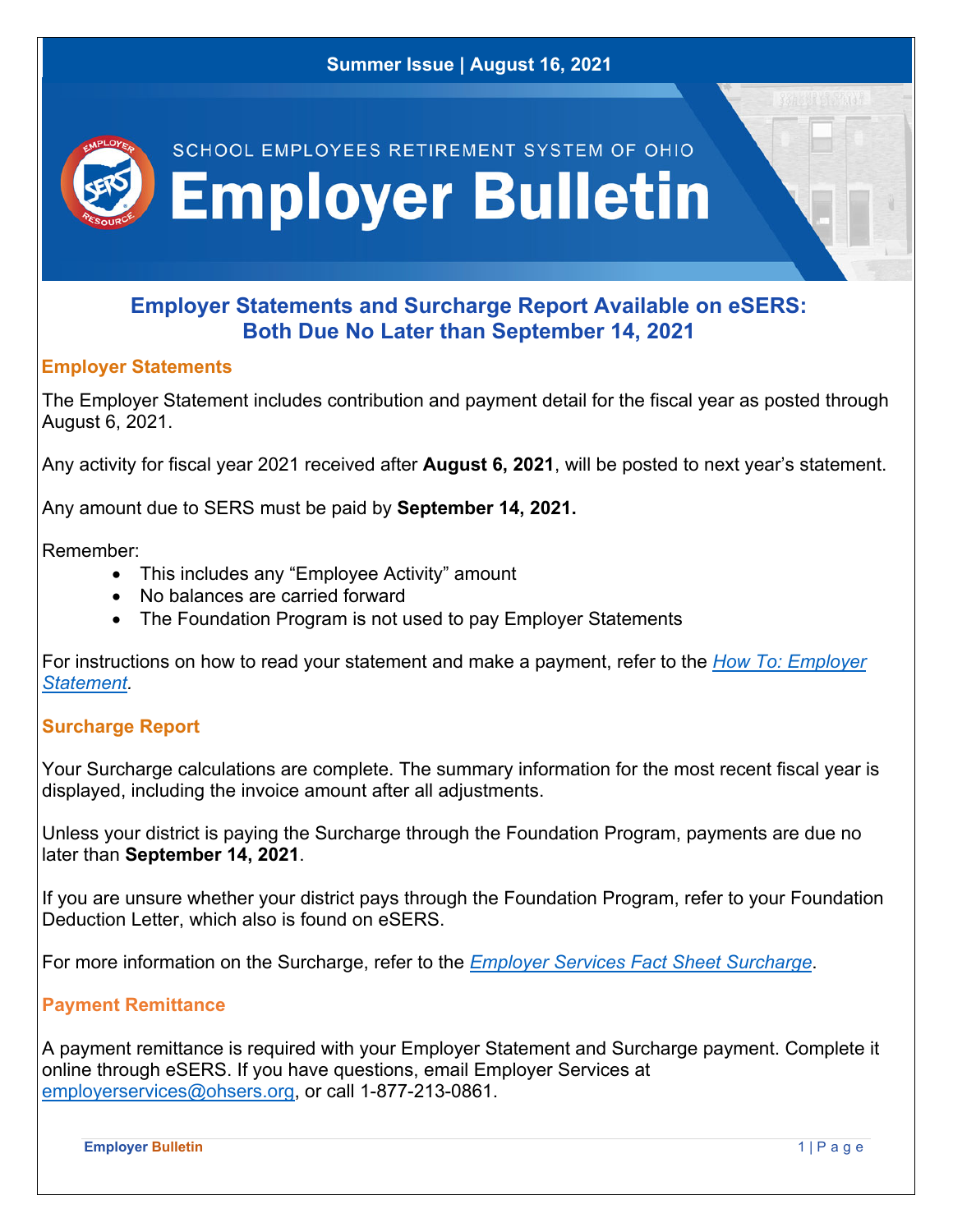Summer Issue | August 16, 2021

SCHOOL EMPLOYEES RETIREMENT SYSTEM OF OHIO

# Employer Bulletin

## Employer Statements and Surcharge Report Available on eSERS: Both Due No Later than September 14, 2021

### Employer Statements

The Employer Statement includes contribution and payment detail for the fiscal year as posted through August 6, 2021.

Any activity for fiscal year 2021 received after **August 6, 2021**, will be posted to next year's statement.

Any amount due to SERS must be paid by **September 14, 2021.**

Remember:

- This includes any "Employee Activity" amount
- No balances are carried forward
- The Foundation Program is not used to pay Employer Statements

For instructions on how to read your statement and make a payment, refer to the *How To: Employer Statement.*

### Surcharge Report

Your Surcharge calculations are complete. The summary information for the most recent fiscal year is displayed, including the invoice amount after all adjustments.

Unless your district is paying the Surcharge through the Foundation Program, payments are due no later than **September 14, 2021**.

If you are unsure whether your district pays through the Foundation Program, refer to your Foundation Deduction Letter, which also is found on eSERS.

For more information on the Surcharge, refer to the *Employer Services Fact Sheet Surcharge*.

### Payment Remittance

A payment remittance is required with your Employer Statement and Surcharge payment. Complete it online through eSERS. If you have questions, email Employer Services at employerservices@ohsers.org, or call 1-877-213-0861.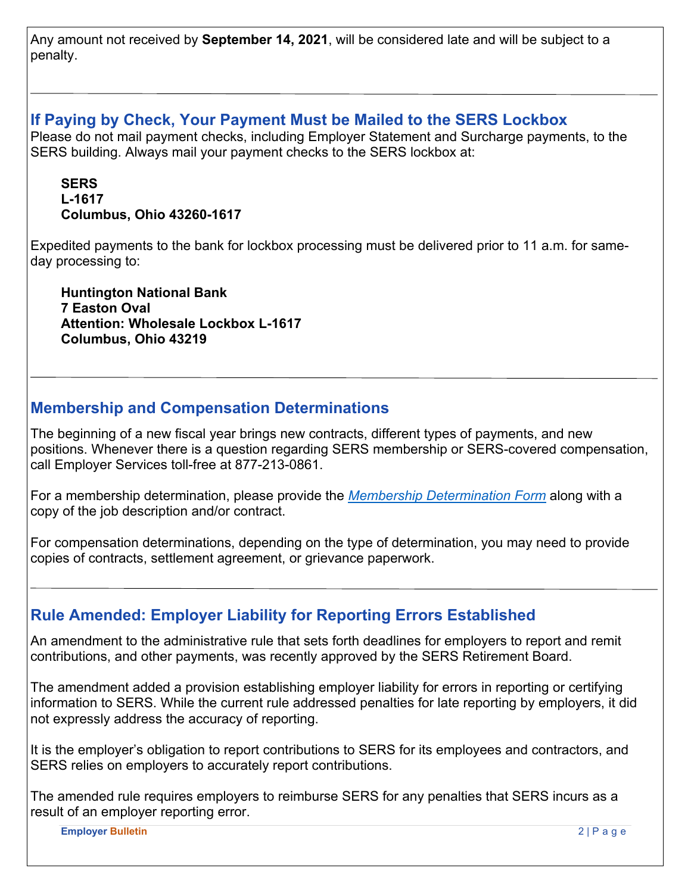Any amount not received by **September 14, 2021**, will be considered late and will be subject to a penalty.

---

## If Paying by Check, Your Payment Must be Mailed to the SERS Lockbox

Please do not mail payment checks, including Employer Statement and Surcharge payments, to the SERS building. Always mail your payment checks to the SERS lockbox at:

**SERS**
**L-1617**
**Columbus, Ohio 43260-1617**

Expedited payments to the bank for lockbox processing must be delivered prior to 11 a.m. for same-day processing to:

**Huntington National Bank**
**7 Easton Oval**
**Attention: Wholesale Lockbox L-1617**
**Columbus, Ohio 43219**

---

## Membership and Compensation Determinations

The beginning of a new fiscal year brings new contracts, different types of payments, and new positions. Whenever there is a question regarding SERS membership or SERS-covered compensation, call Employer Services toll-free at 877-213-0861.

For a membership determination, please provide the *Membership Determination Form* along with a copy of the job description and/or contract.

For compensation determinations, depending on the type of determination, you may need to provide copies of contracts, settlement agreement, or grievance paperwork.

---

## Rule Amended: Employer Liability for Reporting Errors Established

An amendment to the administrative rule that sets forth deadlines for employers to report and remit contributions, and other payments, was recently approved by the SERS Retirement Board.

The amendment added a provision establishing employer liability for errors in reporting or certifying information to SERS. While the current rule addressed penalties for late reporting by employers, it did not expressly address the accuracy of reporting.

It is the employer's obligation to report contributions to SERS for its employees and contractors, and SERS relies on employers to accurately report contributions.

The amended rule requires employers to reimburse SERS for any penalties that SERS incurs as a result of an employer reporting error.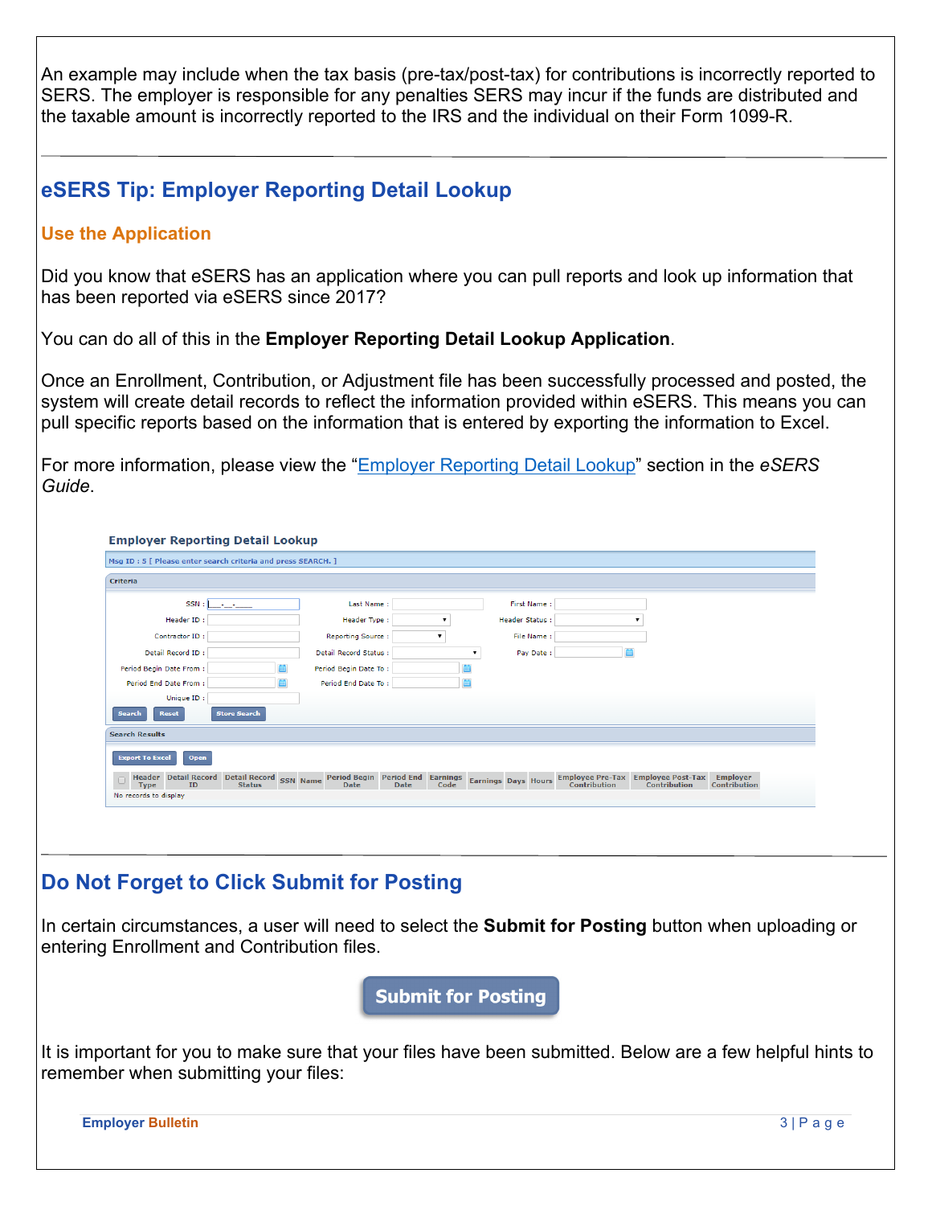An example may include when the tax basis (pre-tax/post-tax) for contributions is incorrectly reported to SERS. The employer is responsible for any penalties SERS may incur if the funds are distributed and the taxable amount is incorrectly reported to the IRS and the individual on their Form 1099-R.

## eSERS Tip: Employer Reporting Detail Lookup

### Use the Application

Did you know that eSERS has an application where you can pull reports and look up information that has been reported via eSERS since 2017?

You can do all of this in the **Employer Reporting Detail Lookup Application**.

Once an Enrollment, Contribution, or Adjustment file has been successfully processed and posted, the system will create detail records to reflect the information provided within eSERS. This means you can pull specific reports based on the information that is entered by exporting the information to Excel.

For more information, please view the "Employer Reporting Detail Lookup" section in the *eSERS Guide*.

## Do Not Forget to Click Submit for Posting

In certain circumstances, a user will need to select the **Submit for Posting** button when uploading or entering Enrollment and Contribution files.

It is important for you to make sure that your files have been submitted. Below are a few helpful hints to remember when submitting your files: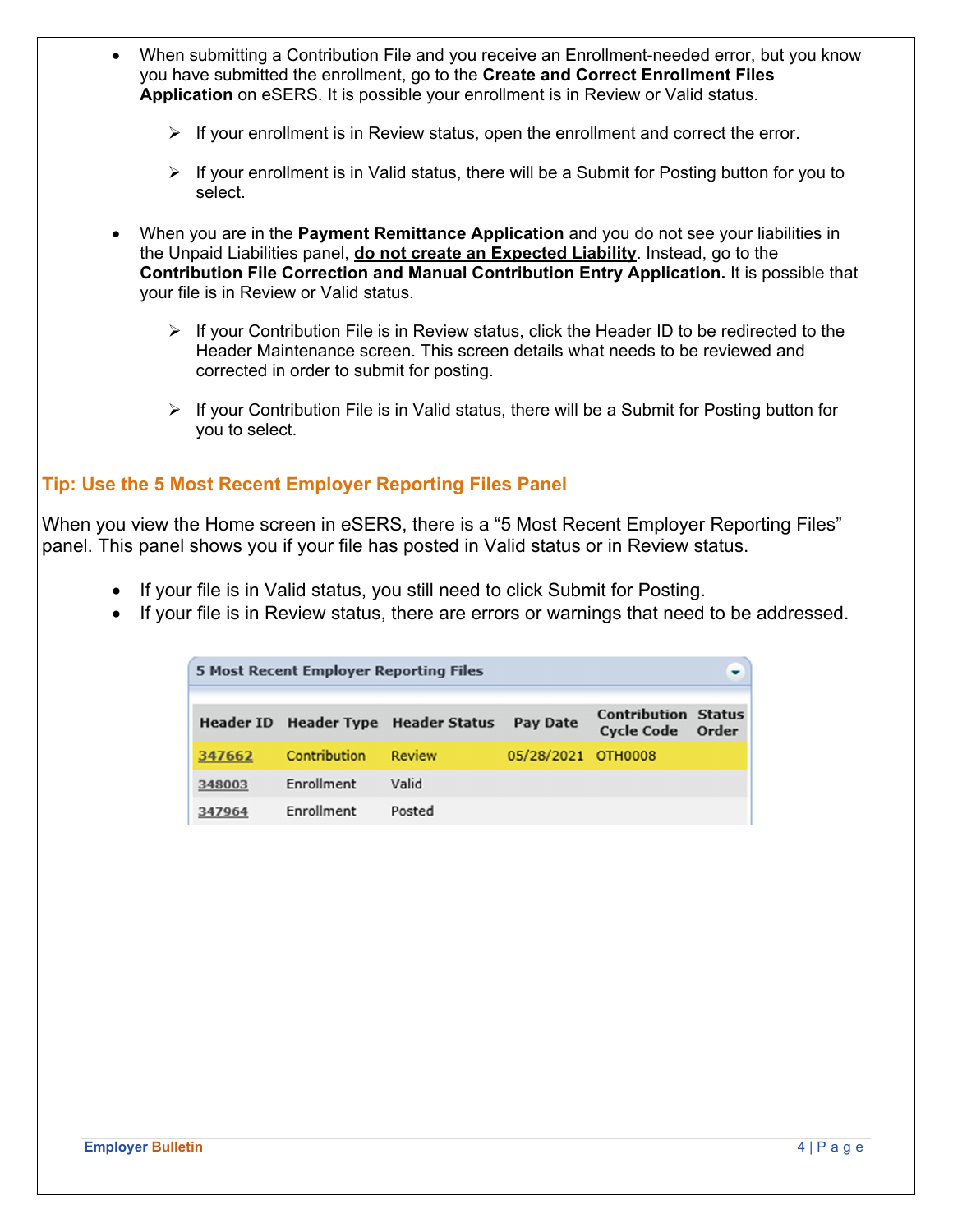- When submitting a Contribution File and you receive an Enrollment-needed error, but you know you have submitted the enrollment, go to the **Create and Correct Enrollment Files Application** on eSERS. It is possible your enrollment is in Review or Valid status.

  - If your enrollment is in Review status, open the enrollment and correct the error.

  - If your enrollment is in Valid status, there will be a Submit for Posting button for you to select.

- When you are in the **Payment Remittance Application** and you do not see your liabilities in the Unpaid Liabilities panel, **do not create an Expected Liability**. Instead, go to the **Contribution File Correction and Manual Contribution Entry Application.** It is possible that your file is in Review or Valid status.

  - If your Contribution File is in Review status, click the Header ID to be redirected to the Header Maintenance screen. This screen details what needs to be reviewed and corrected in order to submit for posting.

  - If your Contribution File is in Valid status, there will be a Submit for Posting button for you to select.

## Tip: Use the 5 Most Recent Employer Reporting Files Panel

When you view the Home screen in eSERS, there is a "5 Most Recent Employer Reporting Files" panel. This panel shows you if your file has posted in Valid status or in Review status.

- If your file is in Valid status, you still need to click Submit for Posting.
- If your file is in Review status, there are errors or warnings that need to be addressed.

**5 Most Recent Employer Reporting Files**

| Header ID | Header Type | Header Status | Pay Date | Contribution Cycle Code | Status Order |
|---|---|---|---|---|---|
| 347662 | Contribution | Review | 05/28/2021 | OTH0008 | |
| 348003 | Enrollment | Valid | | | |
| 347964 | Enrollment | Posted | | | |